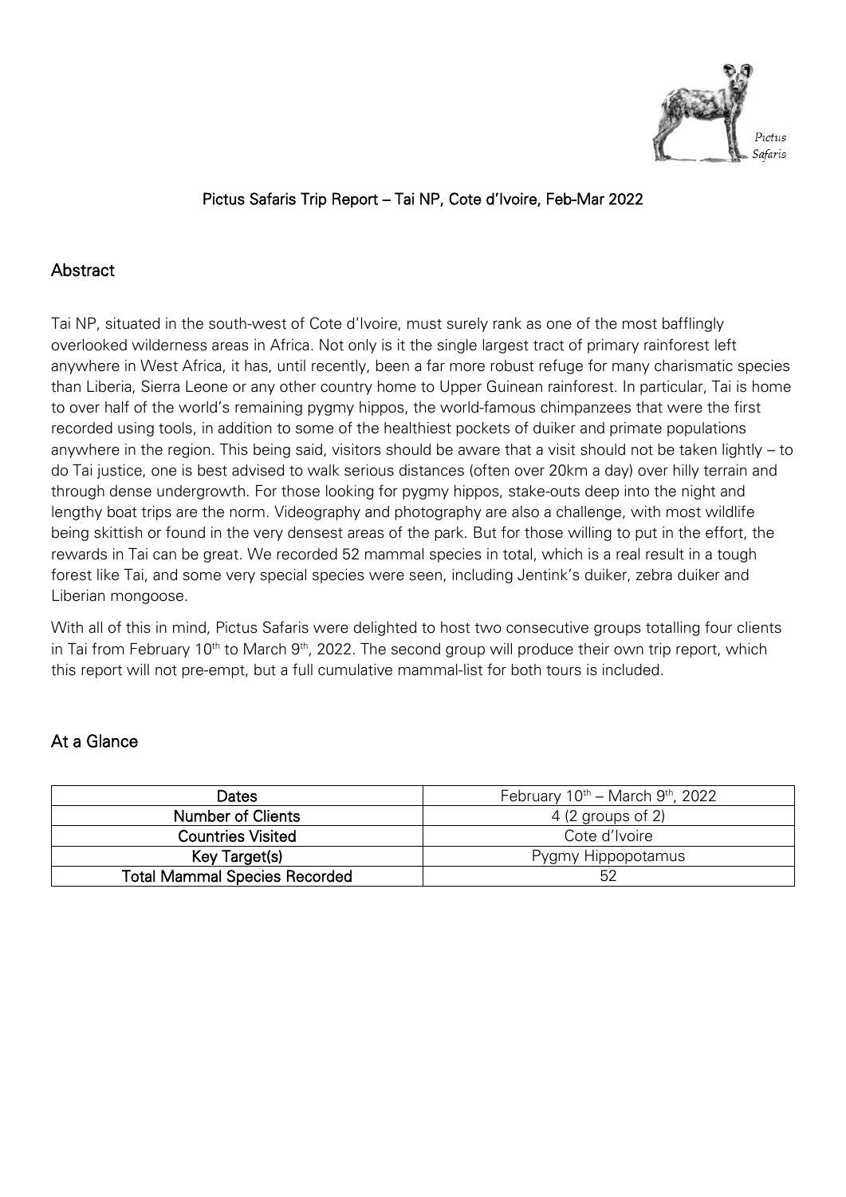Pictus Safaris

# Pictus Safaris Trip Report – Tai NP, Cote d'Ivoire, Feb-Mar 2022

## Abstract

Tai NP, situated in the south-west of Cote d'Ivoire, must surely rank as one of the most bafflingly overlooked wilderness areas in Africa. Not only is it the single largest tract of primary rainforest left anywhere in West Africa, it has, until recently, been a far more robust refuge for many charismatic species than Liberia, Sierra Leone or any other country home to Upper Guinean rainforest. In particular, Tai is home to over half of the world's remaining pygmy hippos, the world-famous chimpanzees that were the first recorded using tools, in addition to some of the healthiest pockets of duiker and primate populations anywhere in the region. This being said, visitors should be aware that a visit should not be taken lightly – to do Tai justice, one is best advised to walk serious distances (often over 20km a day) over hilly terrain and through dense undergrowth. For those looking for pygmy hippos, stake-outs deep into the night and lengthy boat trips are the norm. Videography and photography are also a challenge, with most wildlife being skittish or found in the very densest areas of the park. But for those willing to put in the effort, the rewards in Tai can be great. We recorded 52 mammal species in total, which is a real result in a tough forest like Tai, and some very special species were seen, including Jentink's duiker, zebra duiker and Liberian mongoose.

With all of this in mind, Pictus Safaris were delighted to host two consecutive groups totalling four clients in Tai from February 10th to March 9th, 2022. The second group will produce their own trip report, which this report will not pre-empt, but a full cumulative mammal-list for both tours is included.

## At a Glance

| Dates | February 10th – March 9th, 2022 |
|---|---|
| Number of Clients | 4 (2 groups of 2) |
| Countries Visited | Cote d'Ivoire |
| Key Target(s) | Pygmy Hippopotamus |
| Total Mammal Species Recorded | 52 |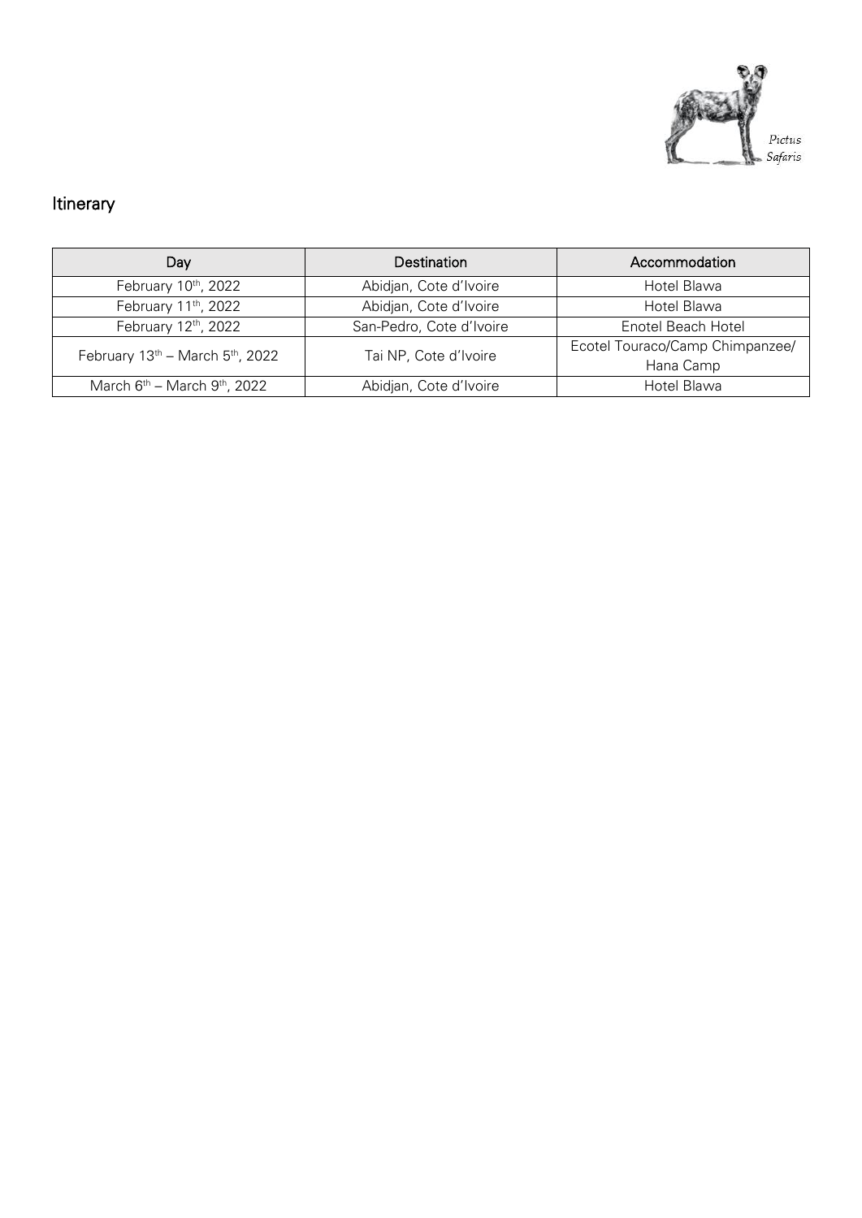## Itinerary

| Day | Destination | Accommodation |
|---|---|---|
| February 10th, 2022 | Abidjan, Cote d'Ivoire | Hotel Blawa |
| February 11th, 2022 | Abidjan, Cote d'Ivoire | Hotel Blawa |
| February 12th, 2022 | San-Pedro, Cote d'Ivoire | Enotel Beach Hotel |
| February 13th – March 5th, 2022 | Tai NP, Cote d'Ivoire | Ecotel Touraco/Camp Chimpanzee/ Hana Camp |
| March 6th – March 9th, 2022 | Abidjan, Cote d'Ivoire | Hotel Blawa |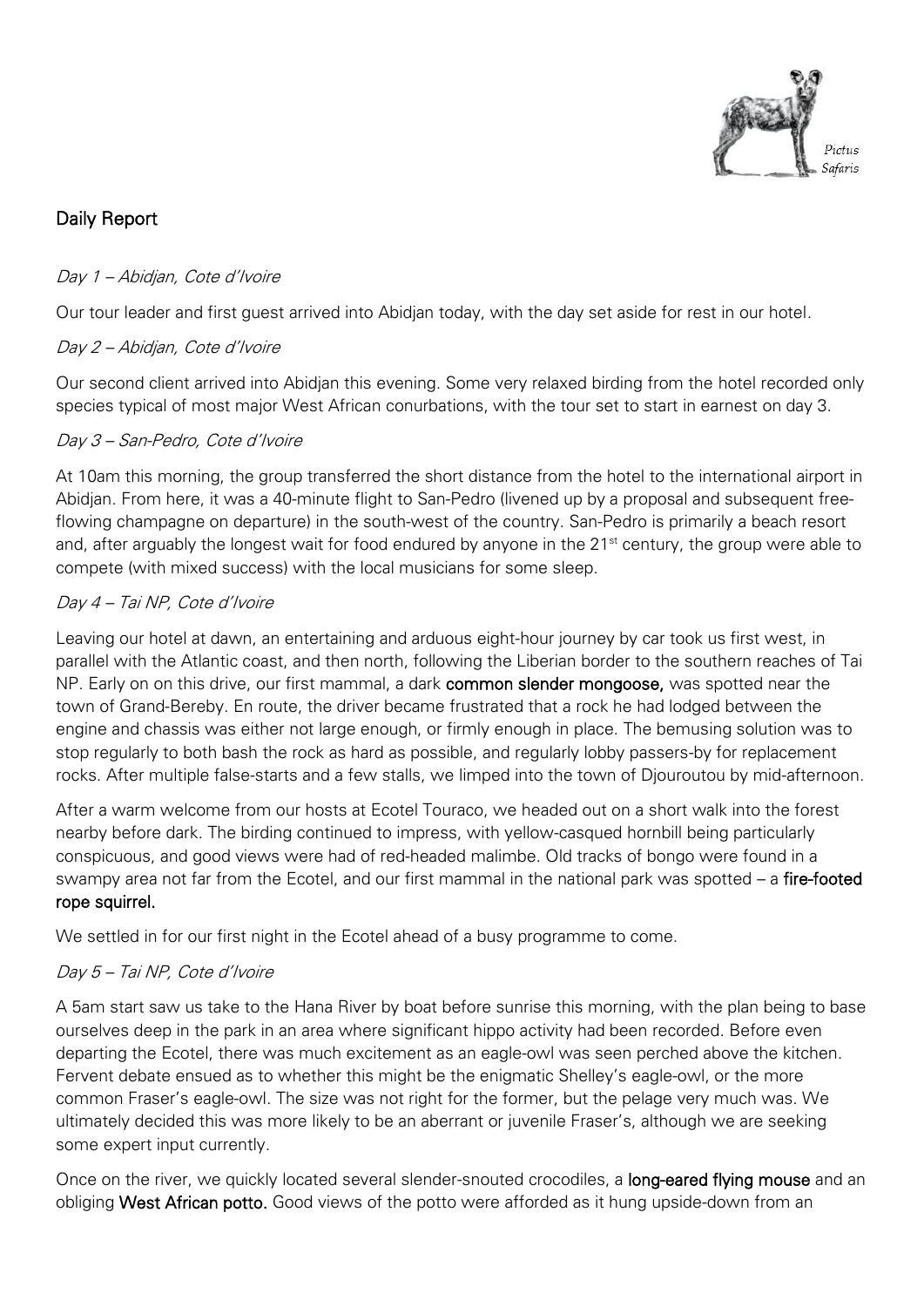## Daily Report

*Day 1 – Abidjan, Cote d'Ivoire*

Our tour leader and first guest arrived into Abidjan today, with the day set aside for rest in our hotel.

*Day 2 – Abidjan, Cote d'Ivoire*

Our second client arrived into Abidjan this evening. Some very relaxed birding from the hotel recorded only species typical of most major West African conurbations, with the tour set to start in earnest on day 3.

*Day 3 – San-Pedro, Cote d'Ivoire*

At 10am this morning, the group transferred the short distance from the hotel to the international airport in Abidjan. From here, it was a 40-minute flight to San-Pedro (livened up by a proposal and subsequent free-flowing champagne on departure) in the south-west of the country. San-Pedro is primarily a beach resort and, after arguably the longest wait for food endured by anyone in the 21st century, the group were able to compete (with mixed success) with the local musicians for some sleep.

*Day 4 – Tai NP, Cote d'Ivoire*

Leaving our hotel at dawn, an entertaining and arduous eight-hour journey by car took us first west, in parallel with the Atlantic coast, and then north, following the Liberian border to the southern reaches of Tai NP. Early on on this drive, our first mammal, a dark **common slender mongoose,** was spotted near the town of Grand-Bereby. En route, the driver became frustrated that a rock he had lodged between the engine and chassis was either not large enough, or firmly enough in place. The bemusing solution was to stop regularly to both bash the rock as hard as possible, and regularly lobby passers-by for replacement rocks. After multiple false-starts and a few stalls, we limped into the town of Djouroutou by mid-afternoon.

After a warm welcome from our hosts at Ecotel Touraco, we headed out on a short walk into the forest nearby before dark. The birding continued to impress, with yellow-casqued hornbill being particularly conspicuous, and good views were had of red-headed malimbe. Old tracks of bongo were found in a swampy area not far from the Ecotel, and our first mammal in the national park was spotted – a **fire-footed rope squirrel.**

We settled in for our first night in the Ecotel ahead of a busy programme to come.

*Day 5 – Tai NP, Cote d'Ivoire*

A 5am start saw us take to the Hana River by boat before sunrise this morning, with the plan being to base ourselves deep in the park in an area where significant hippo activity had been recorded. Before even departing the Ecotel, there was much excitement as an eagle-owl was seen perched above the kitchen. Fervent debate ensued as to whether this might be the enigmatic Shelley's eagle-owl, or the more common Fraser's eagle-owl. The size was not right for the former, but the pelage very much was. We ultimately decided this was more likely to be an aberrant or juvenile Fraser's, although we are seeking some expert input currently.

Once on the river, we quickly located several slender-snouted crocodiles, a **long-eared flying mouse** and an obliging **West African potto.** Good views of the potto were afforded as it hung upside-down from an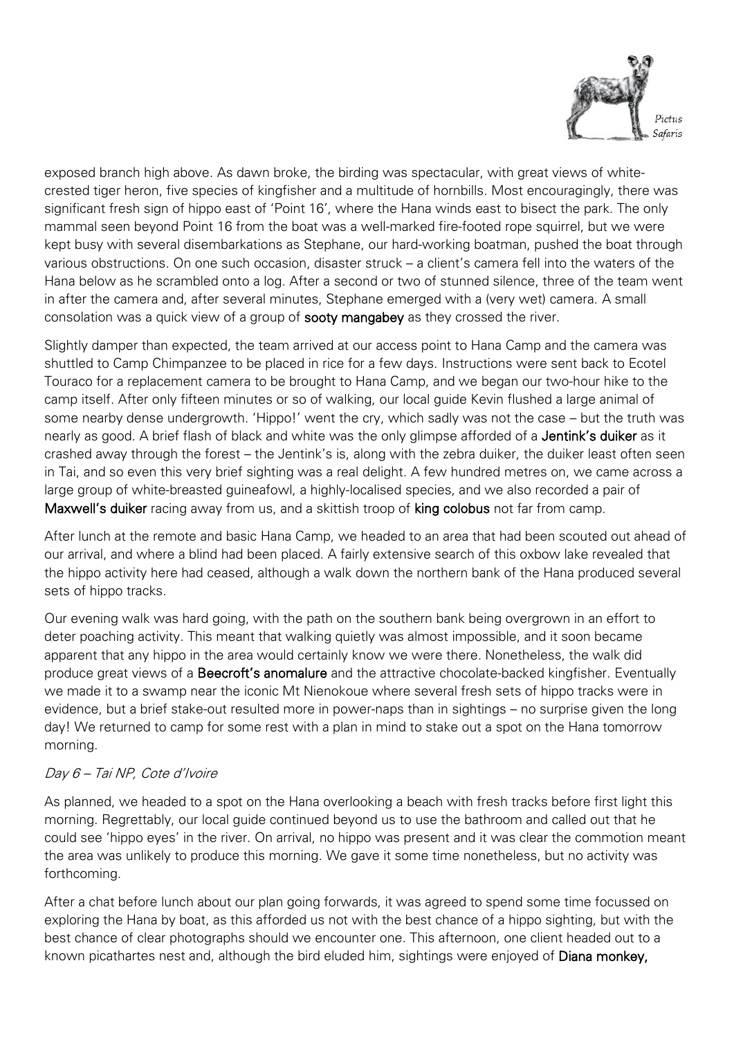exposed branch high above. As dawn broke, the birding was spectacular, with great views of white-crested tiger heron, five species of kingfisher and a multitude of hornbills. Most encouragingly, there was significant fresh sign of hippo east of 'Point 16', where the Hana winds east to bisect the park. The only mammal seen beyond Point 16 from the boat was a well-marked fire-footed rope squirrel, but we were kept busy with several disembarkations as Stephane, our hard-working boatman, pushed the boat through various obstructions. On one such occasion, disaster struck – a client's camera fell into the waters of the Hana below as he scrambled onto a log. After a second or two of stunned silence, three of the team went in after the camera and, after several minutes, Stephane emerged with a (very wet) camera. A small consolation was a quick view of a group of **sooty mangabey** as they crossed the river.

Slightly damper than expected, the team arrived at our access point to Hana Camp and the camera was shuttled to Camp Chimpanzee to be placed in rice for a few days. Instructions were sent back to Ecotel Touraco for a replacement camera to be brought to Hana Camp, and we began our two-hour hike to the camp itself. After only fifteen minutes or so of walking, our local guide Kevin flushed a large animal of some nearby dense undergrowth. 'Hippo!' went the cry, which sadly was not the case – but the truth was nearly as good. A brief flash of black and white was the only glimpse afforded of a **Jentink's duiker** as it crashed away through the forest – the Jentink's is, along with the zebra duiker, the duiker least often seen in Tai, and so even this very brief sighting was a real delight. A few hundred metres on, we came across a large group of white-breasted guineafowl, a highly-localised species, and we also recorded a pair of **Maxwell's duiker** racing away from us, and a skittish troop of **king colobus** not far from camp.

After lunch at the remote and basic Hana Camp, we headed to an area that had been scouted out ahead of our arrival, and where a blind had been placed. A fairly extensive search of this oxbow lake revealed that the hippo activity here had ceased, although a walk down the northern bank of the Hana produced several sets of hippo tracks.

Our evening walk was hard going, with the path on the southern bank being overgrown in an effort to deter poaching activity. This meant that walking quietly was almost impossible, and it soon became apparent that any hippo in the area would certainly know we were there. Nonetheless, the walk did produce great views of a **Beecroft's anomalure** and the attractive chocolate-backed kingfisher. Eventually we made it to a swamp near the iconic Mt Nienokoue where several fresh sets of hippo tracks were in evidence, but a brief stake-out resulted more in power-naps than in sightings – no surprise given the long day! We returned to camp for some rest with a plan in mind to stake out a spot on the Hana tomorrow morning.

*Day 6 – Tai NP, Cote d'Ivoire*

As planned, we headed to a spot on the Hana overlooking a beach with fresh tracks before first light this morning. Regrettably, our local guide continued beyond us to use the bathroom and called out that he could see 'hippo eyes' in the river. On arrival, no hippo was present and it was clear the commotion meant the area was unlikely to produce this morning. We gave it some time nonetheless, but no activity was forthcoming.

After a chat before lunch about our plan going forwards, it was agreed to spend some time focussed on exploring the Hana by boat, as this afforded us not with the best chance of a hippo sighting, but with the best chance of clear photographs should we encounter one. This afternoon, one client headed out to a known picathartes nest and, although the bird eluded him, sightings were enjoyed of **Diana monkey,**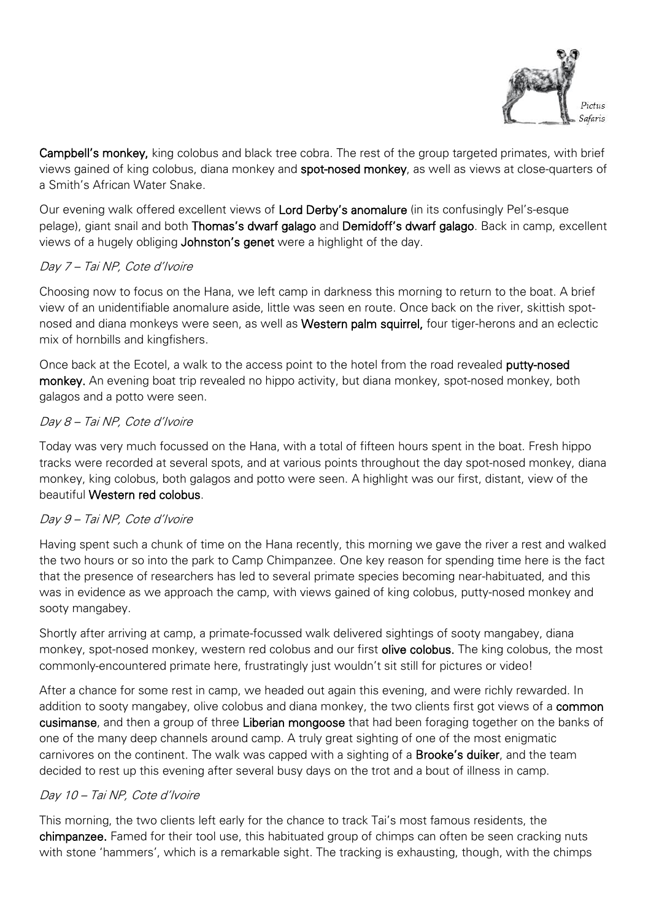**Campbell's monkey,** king colobus and black tree cobra. The rest of the group targeted primates, with brief views gained of king colobus, diana monkey and **spot-nosed monkey**, as well as views at close-quarters of a Smith's African Water Snake.

Our evening walk offered excellent views of **Lord Derby's anomalure** (in its confusingly Pel's-esque pelage), giant snail and both **Thomas's dwarf galago** and **Demidoff's dwarf galago**. Back in camp, excellent views of a hugely obliging **Johnston's genet** were a highlight of the day.

*Day 7 – Tai NP, Cote d'Ivoire*

Choosing now to focus on the Hana, we left camp in darkness this morning to return to the boat. A brief view of an unidentifiable anomalure aside, little was seen en route. Once back on the river, skittish spot-nosed and diana monkeys were seen, as well as **Western palm squirrel,** four tiger-herons and an eclectic mix of hornbills and kingfishers.

Once back at the Ecotel, a walk to the access point to the hotel from the road revealed **putty-nosed monkey.** An evening boat trip revealed no hippo activity, but diana monkey, spot-nosed monkey, both galagos and a potto were seen.

*Day 8 – Tai NP, Cote d'Ivoire*

Today was very much focussed on the Hana, with a total of fifteen hours spent in the boat. Fresh hippo tracks were recorded at several spots, and at various points throughout the day spot-nosed monkey, diana monkey, king colobus, both galagos and potto were seen. A highlight was our first, distant, view of the beautiful **Western red colobus**.

*Day 9 – Tai NP, Cote d'Ivoire*

Having spent such a chunk of time on the Hana recently, this morning we gave the river a rest and walked the two hours or so into the park to Camp Chimpanzee. One key reason for spending time here is the fact that the presence of researchers has led to several primate species becoming near-habituated, and this was in evidence as we approach the camp, with views gained of king colobus, putty-nosed monkey and sooty mangabey.

Shortly after arriving at camp, a primate-focussed walk delivered sightings of sooty mangabey, diana monkey, spot-nosed monkey, western red colobus and our first **olive colobus.** The king colobus, the most commonly-encountered primate here, frustratingly just wouldn't sit still for pictures or video!

After a chance for some rest in camp, we headed out again this evening, and were richly rewarded. In addition to sooty mangabey, olive colobus and diana monkey, the two clients first got views of a **common cusimanse**, and then a group of three **Liberian mongoose** that had been foraging together on the banks of one of the many deep channels around camp. A truly great sighting of one of the most enigmatic carnivores on the continent. The walk was capped with a sighting of a **Brooke's duiker**, and the team decided to rest up this evening after several busy days on the trot and a bout of illness in camp.

*Day 10 – Tai NP, Cote d'Ivoire*

This morning, the two clients left early for the chance to track Tai's most famous residents, the **chimpanzee.** Famed for their tool use, this habituated group of chimps can often be seen cracking nuts with stone 'hammers', which is a remarkable sight. The tracking is exhausting, though, with the chimps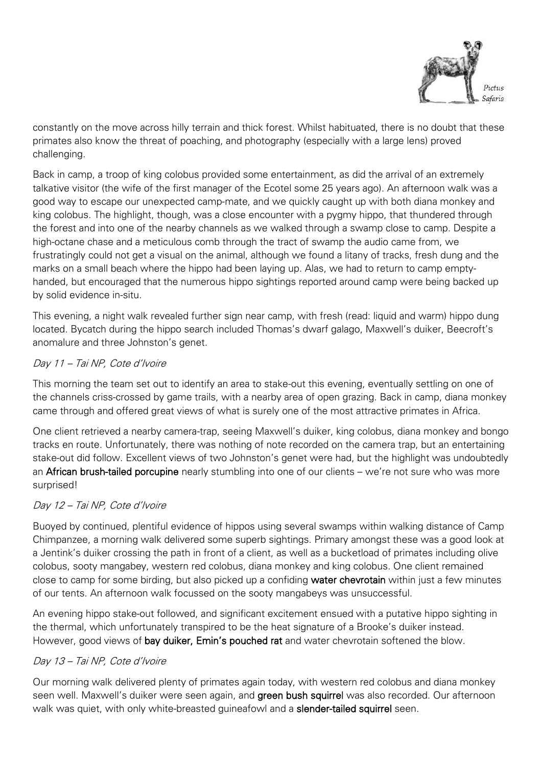constantly on the move across hilly terrain and thick forest. Whilst habituated, there is no doubt that these primates also know the threat of poaching, and photography (especially with a large lens) proved challenging.

Back in camp, a troop of king colobus provided some entertainment, as did the arrival of an extremely talkative visitor (the wife of the first manager of the Ecotel some 25 years ago). An afternoon walk was a good way to escape our unexpected camp-mate, and we quickly caught up with both diana monkey and king colobus. The highlight, though, was a close encounter with a pygmy hippo, that thundered through the forest and into one of the nearby channels as we walked through a swamp close to camp. Despite a high-octane chase and a meticulous comb through the tract of swamp the audio came from, we frustratingly could not get a visual on the animal, although we found a litany of tracks, fresh dung and the marks on a small beach where the hippo had been laying up. Alas, we had to return to camp empty-handed, but encouraged that the numerous hippo sightings reported around camp were being backed up by solid evidence in-situ.

This evening, a night walk revealed further sign near camp, with fresh (read: liquid and warm) hippo dung located. Bycatch during the hippo search included Thomas's dwarf galago, Maxwell's duiker, Beecroft's anomalure and three Johnston's genet.

*Day 11 – Tai NP, Cote d'Ivoire*

This morning the team set out to identify an area to stake-out this evening, eventually settling on one of the channels criss-crossed by game trails, with a nearby area of open grazing. Back in camp, diana monkey came through and offered great views of what is surely one of the most attractive primates in Africa.

One client retrieved a nearby camera-trap, seeing Maxwell's duiker, king colobus, diana monkey and bongo tracks en route. Unfortunately, there was nothing of note recorded on the camera trap, but an entertaining stake-out did follow. Excellent views of two Johnston's genet were had, but the highlight was undoubtedly an **African brush-tailed porcupine** nearly stumbling into one of our clients – we're not sure who was more surprised!

*Day 12 – Tai NP, Cote d'Ivoire*

Buoyed by continued, plentiful evidence of hippos using several swamps within walking distance of Camp Chimpanzee, a morning walk delivered some superb sightings. Primary amongst these was a good look at a Jentink's duiker crossing the path in front of a client, as well as a bucketload of primates including olive colobus, sooty mangabey, western red colobus, diana monkey and king colobus. One client remained close to camp for some birding, but also picked up a confiding **water chevrotain** within just a few minutes of our tents. An afternoon walk focussed on the sooty mangabeys was unsuccessful.

An evening hippo stake-out followed, and significant excitement ensued with a putative hippo sighting in the thermal, which unfortunately transpired to be the heat signature of a Brooke's duiker instead. However, good views of **bay duiker, Emin's pouched rat** and water chevrotain softened the blow.

*Day 13 – Tai NP, Cote d'Ivoire*

Our morning walk delivered plenty of primates again today, with western red colobus and diana monkey seen well. Maxwell's duiker were seen again, and **green bush squirrel** was also recorded. Our afternoon walk was quiet, with only white-breasted guineafowl and a **slender-tailed squirrel** seen.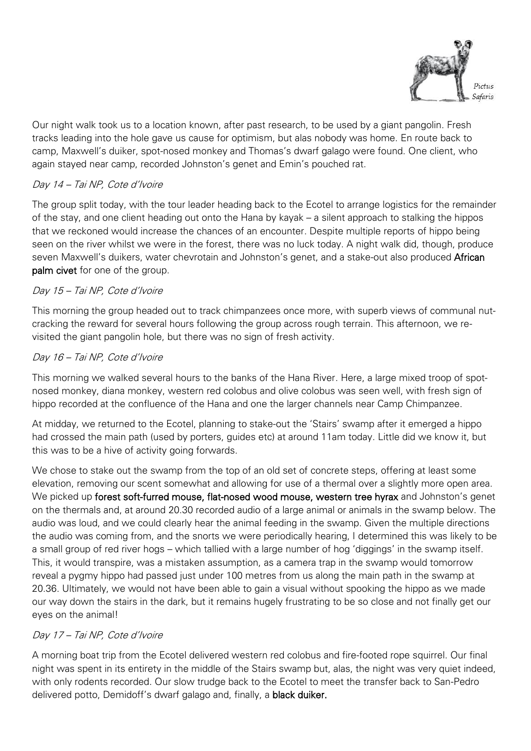Our night walk took us to a location known, after past research, to be used by a giant pangolin. Fresh tracks leading into the hole gave us cause for optimism, but alas nobody was home. En route back to camp, Maxwell's duiker, spot-nosed monkey and Thomas's dwarf galago were found. One client, who again stayed near camp, recorded Johnston's genet and Emin's pouched rat.

### *Day 14 – Tai NP, Cote d'Ivoire*

The group split today, with the tour leader heading back to the Ecotel to arrange logistics for the remainder of the stay, and one client heading out onto the Hana by kayak – a silent approach to stalking the hippos that we reckoned would increase the chances of an encounter. Despite multiple reports of hippo being seen on the river whilst we were in the forest, there was no luck today. A night walk did, though, produce seven Maxwell's duikers, water chevrotain and Johnston's genet, and a stake-out also produced **African palm civet** for one of the group.

### *Day 15 – Tai NP, Cote d'Ivoire*

This morning the group headed out to track chimpanzees once more, with superb views of communal nut-cracking the reward for several hours following the group across rough terrain. This afternoon, we re-visited the giant pangolin hole, but there was no sign of fresh activity.

### *Day 16 – Tai NP, Cote d'Ivoire*

This morning we walked several hours to the banks of the Hana River. Here, a large mixed troop of spot-nosed monkey, diana monkey, western red colobus and olive colobus was seen well, with fresh sign of hippo recorded at the confluence of the Hana and one the larger channels near Camp Chimpanzee.

At midday, we returned to the Ecotel, planning to stake-out the 'Stairs' swamp after it emerged a hippo had crossed the main path (used by porters, guides etc) at around 11am today. Little did we know it, but this was to be a hive of activity going forwards.

We chose to stake out the swamp from the top of an old set of concrete steps, offering at least some elevation, removing our scent somewhat and allowing for use of a thermal over a slightly more open area. We picked up **forest soft-furred mouse, flat-nosed wood mouse, western tree hyrax** and Johnston's genet on the thermals and, at around 20.30 recorded audio of a large animal or animals in the swamp below. The audio was loud, and we could clearly hear the animal feeding in the swamp. Given the multiple directions the audio was coming from, and the snorts we were periodically hearing, I determined this was likely to be a small group of red river hogs – which tallied with a large number of hog 'diggings' in the swamp itself. This, it would transpire, was a mistaken assumption, as a camera trap in the swamp would tomorrow reveal a pygmy hippo had passed just under 100 metres from us along the main path in the swamp at 20.36. Ultimately, we would not have been able to gain a visual without spooking the hippo as we made our way down the stairs in the dark, but it remains hugely frustrating to be so close and not finally get our eyes on the animal!

### *Day 17 – Tai NP, Cote d'Ivoire*

A morning boat trip from the Ecotel delivered western red colobus and fire-footed rope squirrel. Our final night was spent in its entirety in the middle of the Stairs swamp but, alas, the night was very quiet indeed, with only rodents recorded. Our slow trudge back to the Ecotel to meet the transfer back to San-Pedro delivered potto, Demidoff's dwarf galago and, finally, a **black duiker.**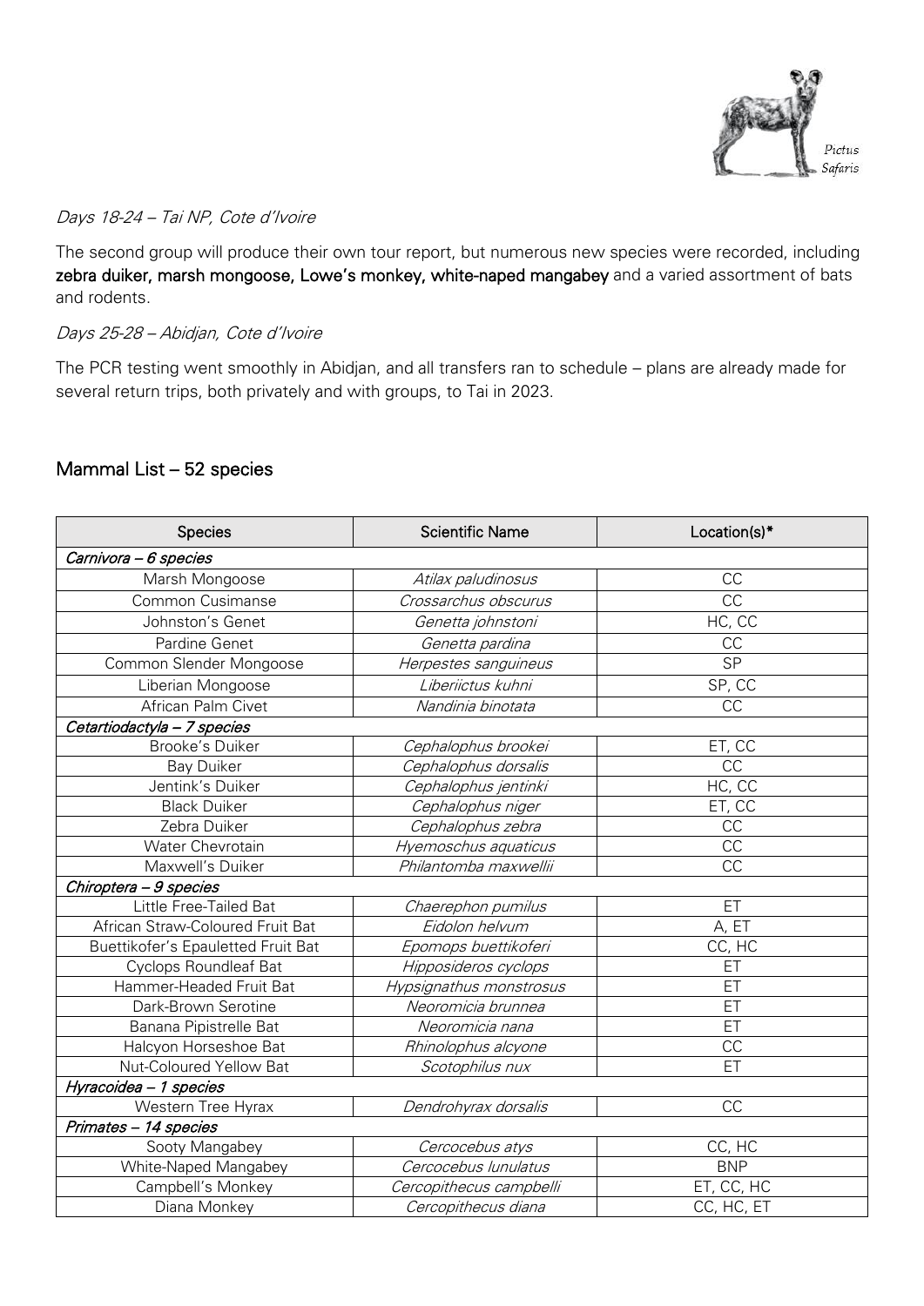*Days 18-24 – Tai NP, Cote d'Ivoire*

The second group will produce their own tour report, but numerous new species were recorded, including **zebra duiker, marsh mongoose, Lowe's monkey, white-naped mangabey** and a varied assortment of bats and rodents.

*Days 25-28 – Abidjan, Cote d'Ivoire*

The PCR testing went smoothly in Abidjan, and all transfers ran to schedule – plans are already made for several return trips, both privately and with groups, to Tai in 2023.

## Mammal List – 52 species

| Species | Scientific Name | Location(s)* |
|---|---|---|
| *Carnivora – 6 species* | | |
| Marsh Mongoose | *Atilax paludinosus* | CC |
| Common Cusimanse | *Crossarchus obscurus* | CC |
| Johnston's Genet | *Genetta johnstoni* | HC, CC |
| Pardine Genet | *Genetta pardina* | CC |
| Common Slender Mongoose | *Herpestes sanguineus* | SP |
| Liberian Mongoose | *Liberiictus kuhni* | SP, CC |
| African Palm Civet | *Nandinia binotata* | CC |
| *Cetartiodactyla – 7 species* | | |
| Brooke's Duiker | *Cephalophus brookei* | ET, CC |
| Bay Duiker | *Cephalophus dorsalis* | CC |
| Jentink's Duiker | *Cephalophus jentinki* | HC, CC |
| Black Duiker | *Cephalophus niger* | ET, CC |
| Zebra Duiker | *Cephalophus zebra* | CC |
| Water Chevrotain | *Hyemoschus aquaticus* | CC |
| Maxwell's Duiker | *Philantomba maxwellii* | CC |
| *Chiroptera – 9 species* | | |
| Little Free-Tailed Bat | *Chaerephon pumilus* | ET |
| African Straw-Coloured Fruit Bat | *Eidolon helvum* | A, ET |
| Buettikofer's Epauletted Fruit Bat | *Epomops buettikoferi* | CC, HC |
| Cyclops Roundleaf Bat | *Hipposideros cyclops* | ET |
| Hammer-Headed Fruit Bat | *Hypsignathus monstrosus* | ET |
| Dark-Brown Serotine | *Neoromicia brunnea* | ET |
| Banana Pipistrelle Bat | *Neoromicia nana* | ET |
| Halcyon Horseshoe Bat | *Rhinolophus alcyone* | CC |
| Nut-Coloured Yellow Bat | *Scotophilus nux* | ET |
| *Hyracoidea – 1 species* | | |
| Western Tree Hyrax | *Dendrohyrax dorsalis* | CC |
| *Primates – 14 species* | | |
| Sooty Mangabey | *Cercocebus atys* | CC, HC |
| White-Naped Mangabey | *Cercocebus lunulatus* | BNP |
| Campbell's Monkey | *Cercopithecus campbelli* | ET, CC, HC |
| Diana Monkey | *Cercopithecus diana* | CC, HC, ET |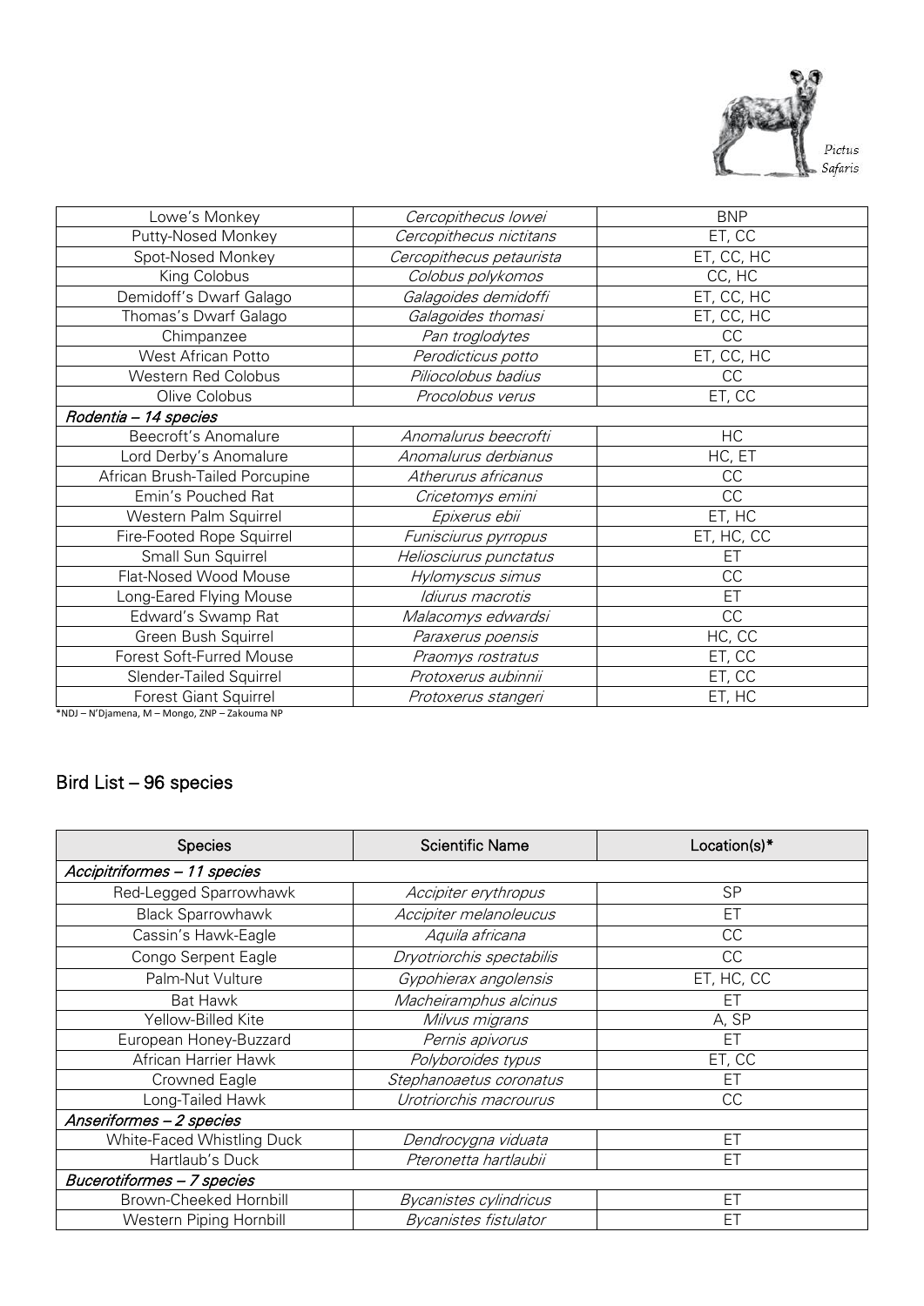| | | |
|---|---|---|
| Lowe's Monkey | *Cercopithecus lowei* | BNP |
| Putty-Nosed Monkey | *Cercopithecus nictitans* | ET, CC |
| Spot-Nosed Monkey | *Cercopithecus petaurista* | ET, CC, HC |
| King Colobus | *Colobus polykomos* | CC, HC |
| Demidoff's Dwarf Galago | *Galagoides demidoffi* | ET, CC, HC |
| Thomas's Dwarf Galago | *Galagoides thomasi* | ET, CC, HC |
| Chimpanzee | *Pan troglodytes* | CC |
| West African Potto | *Perodicticus potto* | ET, CC, HC |
| Western Red Colobus | *Piliocolobus badius* | CC |
| Olive Colobus | *Procolobus verus* | ET, CC |
| *Rodentia – 14 species* | | |
| Beecroft's Anomalure | *Anomalurus beecrofti* | HC |
| Lord Derby's Anomalure | *Anomalurus derbianus* | HC, ET |
| African Brush-Tailed Porcupine | *Atherurus africanus* | CC |
| Emin's Pouched Rat | *Cricetomys emini* | CC |
| Western Palm Squirrel | *Epixerus ebii* | ET, HC |
| Fire-Footed Rope Squirrel | *Funisciurus pyrropus* | ET, HC, CC |
| Small Sun Squirrel | *Heliosciurus punctatus* | ET |
| Flat-Nosed Wood Mouse | *Hylomyscus simus* | CC |
| Long-Eared Flying Mouse | *Idiurus macrotis* | ET |
| Edward's Swamp Rat | *Malacomys edwardsi* | CC |
| Green Bush Squirrel | *Paraxerus poensis* | HC, CC |
| Forest Soft-Furred Mouse | *Praomys rostratus* | ET, CC |
| Slender-Tailed Squirrel | *Protoxerus aubinnii* | ET, CC |
| Forest Giant Squirrel | *Protoxerus stangeri* | ET, HC |

*NDJ – N'Djamena, M – Mongo, ZNP – Zakouma NP

## Bird List – 96 species

| Species | Scientific Name | Location(s)* |
|---|---|---|
| *Accipitriformes – 11 species* | | |
| Red-Legged Sparrowhawk | *Accipiter erythropus* | SP |
| Black Sparrowhawk | *Accipiter melanoleucus* | ET |
| Cassin's Hawk-Eagle | *Aquila africana* | CC |
| Congo Serpent Eagle | *Dryotriorchis spectabilis* | CC |
| Palm-Nut Vulture | *Gypohierax angolensis* | ET, HC, CC |
| Bat Hawk | *Macheiramphus alcinus* | ET |
| Yellow-Billed Kite | *Milvus migrans* | A, SP |
| European Honey-Buzzard | *Pernis apivorus* | ET |
| African Harrier Hawk | *Polyboroides typus* | ET, CC |
| Crowned Eagle | *Stephanoaetus coronatus* | ET |
| Long-Tailed Hawk | *Urotriorchis macrourus* | CC |
| *Anseriformes – 2 species* | | |
| White-Faced Whistling Duck | *Dendrocygna viduata* | ET |
| Hartlaub's Duck | *Pteronetta hartlaubii* | ET |
| *Bucerotiformes – 7 species* | | |
| Brown-Cheeked Hornbill | *Bycanistes cylindricus* | ET |
| Western Piping Hornbill | *Bycanistes fistulator* | ET |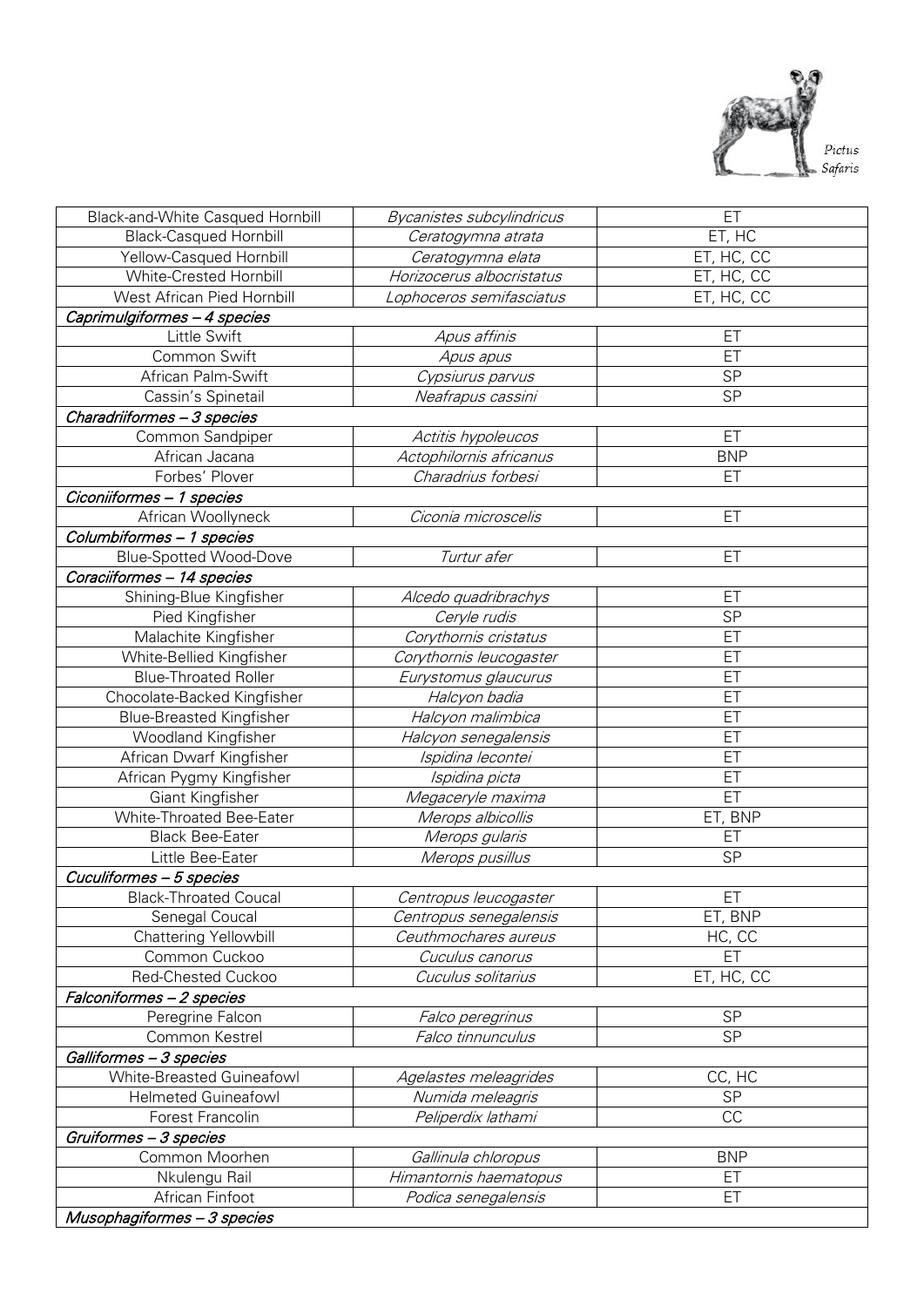| Black-and-White Casqued Hornbill | *Bycanistes subcylindricus* | ET |
|---|---|---|
| Black-Casqued Hornbill | *Ceratogymna atrata* | ET, HC |
| Yellow-Casqued Hornbill | *Ceratogymna elata* | ET, HC, CC |
| White-Crested Hornbill | *Horizocerus albocristatus* | ET, HC, CC |
| West African Pied Hornbill | *Lophoceros semifasciatus* | ET, HC, CC |
| *Caprimulgiformes – 4 species* | | |
| Little Swift | *Apus affinis* | ET |
| Common Swift | *Apus apus* | ET |
| African Palm-Swift | *Cypsiurus parvus* | SP |
| Cassin's Spinetail | *Neafrapus cassini* | SP |
| *Charadriiformes – 3 species* | | |
| Common Sandpiper | *Actitis hypoleucos* | ET |
| African Jacana | *Actophilornis africanus* | BNP |
| Forbes' Plover | *Charadrius forbesi* | ET |
| *Ciconiiformes – 1 species* | | |
| African Woollyneck | *Ciconia microscelis* | ET |
| *Columbiformes – 1 species* | | |
| Blue-Spotted Wood-Dove | *Turtur afer* | ET |
| *Coraciiformes – 14 species* | | |
| Shining-Blue Kingfisher | *Alcedo quadribrachys* | ET |
| Pied Kingfisher | *Ceryle rudis* | SP |
| Malachite Kingfisher | *Corythornis cristatus* | ET |
| White-Bellied Kingfisher | *Corythornis leucogaster* | ET |
| Blue-Throated Roller | *Eurystomus glaucurus* | ET |
| Chocolate-Backed Kingfisher | *Halcyon badia* | ET |
| Blue-Breasted Kingfisher | *Halcyon malimbica* | ET |
| Woodland Kingfisher | *Halcyon senegalensis* | ET |
| African Dwarf Kingfisher | *Ispidina lecontei* | ET |
| African Pygmy Kingfisher | *Ispidina picta* | ET |
| Giant Kingfisher | *Megaceryle maxima* | ET |
| White-Throated Bee-Eater | *Merops albicollis* | ET, BNP |
| Black Bee-Eater | *Merops gularis* | ET |
| Little Bee-Eater | *Merops pusillus* | SP |
| *Cuculiformes – 5 species* | | |
| Black-Throated Coucal | *Centropus leucogaster* | ET |
| Senegal Coucal | *Centropus senegalensis* | ET, BNP |
| Chattering Yellowbill | *Ceuthmochares aureus* | HC, CC |
| Common Cuckoo | *Cuculus canorus* | ET |
| Red-Chested Cuckoo | *Cuculus solitarius* | ET, HC, CC |
| *Falconiformes – 2 species* | | |
| Peregrine Falcon | *Falco peregrinus* | SP |
| Common Kestrel | *Falco tinnunculus* | SP |
| *Galliformes – 3 species* | | |
| White-Breasted Guineafowl | *Agelastes meleagrides* | CC, HC |
| Helmeted Guineafowl | *Numida meleagris* | SP |
| Forest Francolin | *Peliperdix lathami* | CC |
| *Gruiformes – 3 species* | | |
| Common Moorhen | *Gallinula chloropus* | BNP |
| Nkulengu Rail | *Himantornis haematopus* | ET |
| African Finfoot | *Podica senegalensis* | ET |
| *Musophagiformes – 3 species* | | |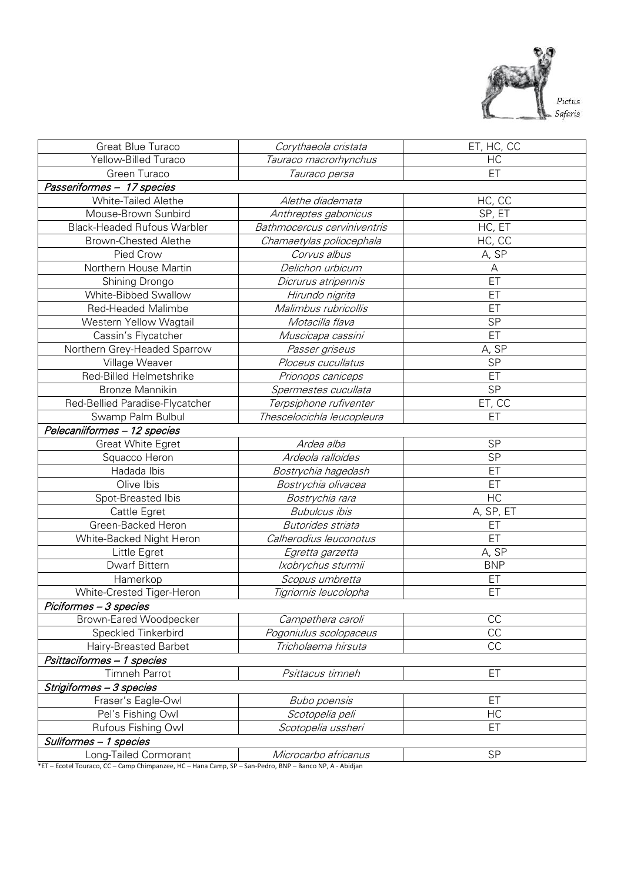| | | |
|---|---|---|
| Great Blue Turaco | *Corythaeola cristata* | ET, HC, CC |
| Yellow-Billed Turaco | *Tauraco macrorhynchus* | HC |
| Green Turaco | *Tauraco persa* | ET |
| ***Passeriformes – 17 species*** | | |
| White-Tailed Alethe | *Alethe diademata* | HC, CC |
| Mouse-Brown Sunbird | *Anthreptes gabonicus* | SP, ET |
| Black-Headed Rufous Warbler | *Bathmocercus cerviniventris* | HC, ET |
| Brown-Chested Alethe | *Chamaetylas poliocephala* | HC, CC |
| Pied Crow | *Corvus albus* | A, SP |
| Northern House Martin | *Delichon urbicum* | A |
| Shining Drongo | *Dicrurus atripennis* | ET |
| White-Bibbed Swallow | *Hirundo nigrita* | ET |
| Red-Headed Malimbe | *Malimbus rubricollis* | ET |
| Western Yellow Wagtail | *Motacilla flava* | SP |
| Cassin's Flycatcher | *Muscicapa cassini* | ET |
| Northern Grey-Headed Sparrow | *Passer griseus* | A, SP |
| Village Weaver | *Ploceus cucullatus* | SP |
| Red-Billed Helmetshrike | *Prionops caniceps* | ET |
| Bronze Mannikin | *Spermestes cucullata* | SP |
| Red-Bellied Paradise-Flycatcher | *Terpsiphone rufiventer* | ET, CC |
| Swamp Palm Bulbul | *Thescelocichla leucopleura* | ET |
| ***Pelecaniiformes – 12 species*** | | |
| Great White Egret | *Ardea alba* | SP |
| Squacco Heron | *Ardeola ralloides* | SP |
| Hadada Ibis | *Bostrychia hagedash* | ET |
| Olive Ibis | *Bostrychia olivacea* | ET |
| Spot-Breasted Ibis | *Bostrychia rara* | HC |
| Cattle Egret | *Bubulcus ibis* | A, SP, ET |
| Green-Backed Heron | *Butorides striata* | ET |
| White-Backed Night Heron | *Calherodius leuconotus* | ET |
| Little Egret | *Egretta garzetta* | A, SP |
| Dwarf Bittern | *Ixobrychus sturmii* | BNP |
| Hamerkop | *Scopus umbretta* | ET |
| White-Crested Tiger-Heron | *Tigriornis leucolopha* | ET |
| ***Piciformes – 3 species*** | | |
| Brown-Eared Woodpecker | *Campethera caroli* | CC |
| Speckled Tinkerbird | *Pogoniulus scolopaceus* | CC |
| Hairy-Breasted Barbet | *Tricholaema hirsuta* | CC |
| ***Psittaciformes – 1 species*** | | |
| Timneh Parrot | *Psittacus timneh* | ET |
| ***Strigiformes – 3 species*** | | |
| Fraser's Eagle-Owl | *Bubo poensis* | ET |
| Pel's Fishing Owl | *Scotopelia peli* | HC |
| Rufous Fishing Owl | *Scotopelia ussheri* | ET |
| ***Suliformes – 1 species*** | | |
| Long-Tailed Cormorant | *Microcarbo africanus* | SP |

*ET – Ecotel Touraco, CC – Camp Chimpanzee, HC – Hana Camp, SP – San-Pedro, BNP – Banco NP, A - Abidjan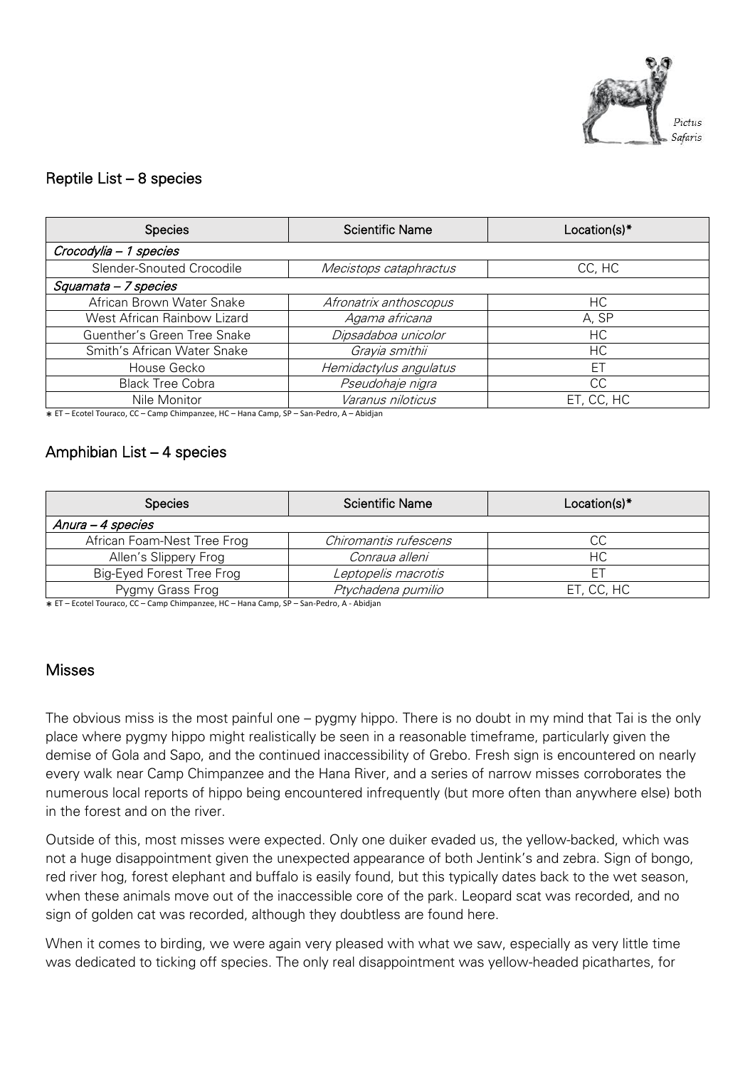## Reptile List – 8 species

| Species | Scientific Name | Location(s)* |
| --- | --- | --- |
| *Crocodylia – 1 species* | | |
| Slender-Snouted Crocodile | *Mecistops cataphractus* | CC, HC |
| *Squamata – 7 species* | | |
| African Brown Water Snake | *Afronatrix anthoscopus* | HC |
| West African Rainbow Lizard | *Agama africana* | A, SP |
| Guenther's Green Tree Snake | *Dipsadaboa unicolor* | HC |
| Smith's African Water Snake | *Grayia smithii* | HC |
| House Gecko | *Hemidactylus angulatus* | ET |
| Black Tree Cobra | *Pseudohaje nigra* | CC |
| Nile Monitor | *Varanus niloticus* | ET, CC, HC |

* ET – Ecotel Touraco, CC – Camp Chimpanzee, HC – Hana Camp, SP – San-Pedro, A – Abidjan

## Amphibian List – 4 species

| Species | Scientific Name | Location(s)* |
| --- | --- | --- |
| *Anura – 4 species* | | |
| African Foam-Nest Tree Frog | *Chiromantis rufescens* | CC |
| Allen's Slippery Frog | *Conraua alleni* | HC |
| Big-Eyed Forest Tree Frog | *Leptopelis macrotis* | ET |
| Pygmy Grass Frog | *Ptychadena pumilio* | ET, CC, HC |

* ET – Ecotel Touraco, CC – Camp Chimpanzee, HC – Hana Camp, SP – San-Pedro, A - Abidjan

## Misses

The obvious miss is the most painful one – pygmy hippo. There is no doubt in my mind that Tai is the only place where pygmy hippo might realistically be seen in a reasonable timeframe, particularly given the demise of Gola and Sapo, and the continued inaccessibility of Grebo. Fresh sign is encountered on nearly every walk near Camp Chimpanzee and the Hana River, and a series of narrow misses corroborates the numerous local reports of hippo being encountered infrequently (but more often than anywhere else) both in the forest and on the river.

Outside of this, most misses were expected. Only one duiker evaded us, the yellow-backed, which was not a huge disappointment given the unexpected appearance of both Jentink's and zebra. Sign of bongo, red river hog, forest elephant and buffalo is easily found, but this typically dates back to the wet season, when these animals move out of the inaccessible core of the park. Leopard scat was recorded, and no sign of golden cat was recorded, although they doubtless are found here.

When it comes to birding, we were again very pleased with what we saw, especially as very little time was dedicated to ticking off species. The only real disappointment was yellow-headed picathartes, for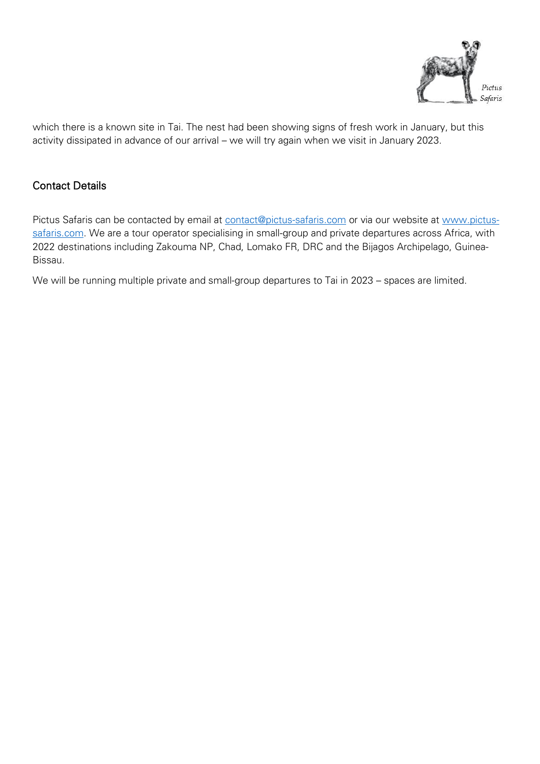which there is a known site in Tai. The nest had been showing signs of fresh work in January, but this activity dissipated in advance of our arrival – we will try again when we visit in January 2023.

## Contact Details

Pictus Safaris can be contacted by email at contact@pictus-safaris.com or via our website at www.pictus-safaris.com. We are a tour operator specialising in small-group and private departures across Africa, with 2022 destinations including Zakouma NP, Chad, Lomako FR, DRC and the Bijagos Archipelago, Guinea-Bissau.

We will be running multiple private and small-group departures to Tai in 2023 – spaces are limited.